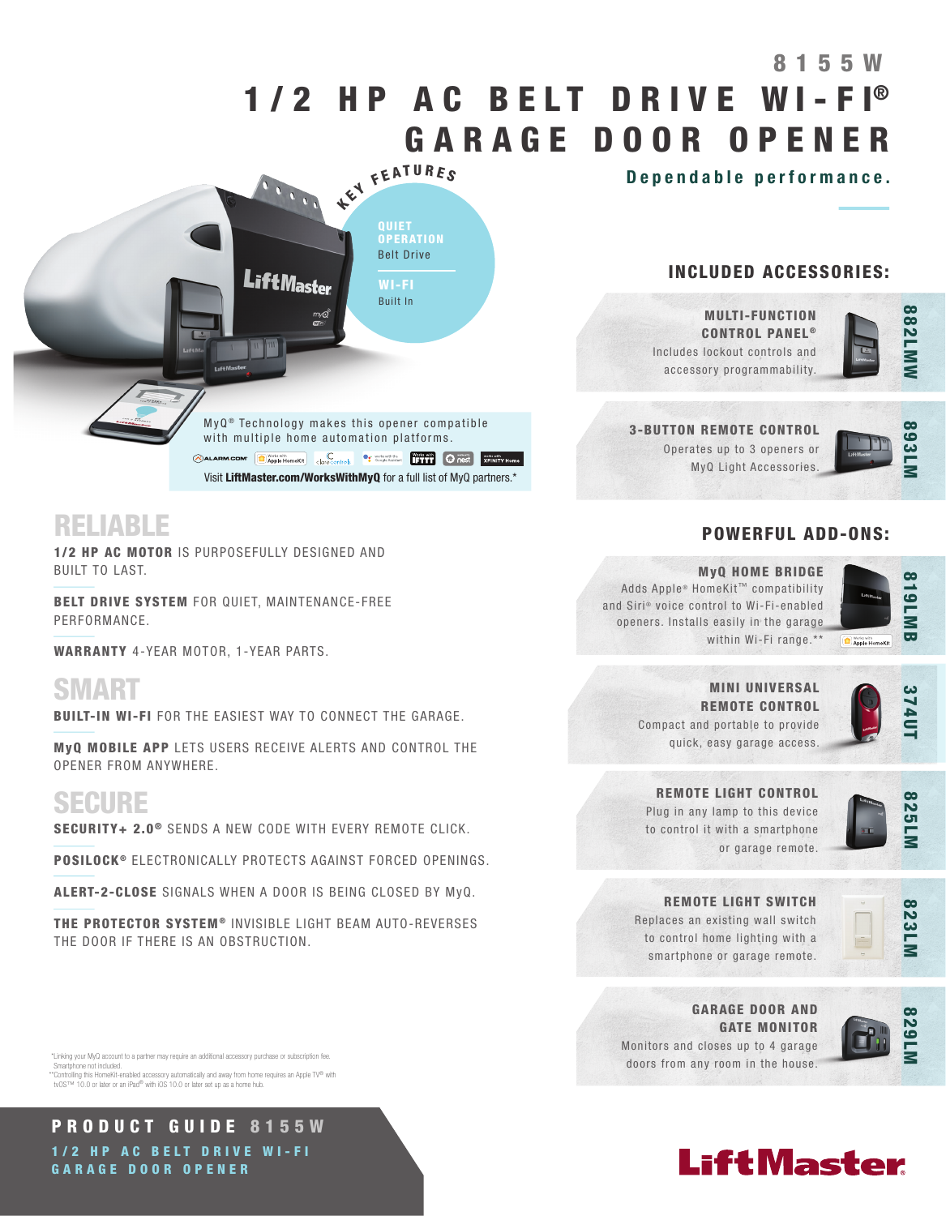# 8155W

# 1/2 HP AC BELT DRIVE WI-FI® GARAGE DOOR OPENER

**Dependable performance.**

## KEY FEATURES

**QUIET OPERATION**
Belt Drive

**WI-FI**
Built In

MyQ® Technology makes this opener compatible with multiple home automation platforms.

Visit **LiftMaster.com/WorksWithMyQ** for a full list of MyQ partners.*

## RELIABLE

**1/2 HP AC MOTOR** IS PURPOSEFULLY DESIGNED AND BUILT TO LAST.

**BELT DRIVE SYSTEM** FOR QUIET, MAINTENANCE-FREE PERFORMANCE.

**WARRANTY** 4-YEAR MOTOR, 1-YEAR PARTS.

## SMART

**BUILT-IN WI-FI** FOR THE EASIEST WAY TO CONNECT THE GARAGE.

**MyQ MOBILE APP** LETS USERS RECEIVE ALERTS AND CONTROL THE OPENER FROM ANYWHERE.

## SECURE

**SECURITY+ 2.0®** SENDS A NEW CODE WITH EVERY REMOTE CLICK.

**POSILOCK®** ELECTRONICALLY PROTECTS AGAINST FORCED OPENINGS.

**ALERT-2-CLOSE** SIGNALS WHEN A DOOR IS BEING CLOSED BY MyQ.

**THE PROTECTOR SYSTEM®** INVISIBLE LIGHT BEAM AUTO-REVERSES THE DOOR IF THERE IS AN OBSTRUCTION.

## INCLUDED ACCESSORIES:

**MULTI-FUNCTION CONTROL PANEL®** — **882LMW**
Includes lockout controls and accessory programmability.

**3-BUTTON REMOTE CONTROL** — **893LM**
Operates up to 3 openers or MyQ Light Accessories.

## POWERFUL ADD-ONS:

**MyQ HOME BRIDGE** — **819LMB**
Adds Apple® HomeKit™ compatibility and Siri® voice control to Wi-Fi-enabled openers. Installs easily in the garage within Wi-Fi range.**

**MINI UNIVERSAL REMOTE CONTROL** — **374UT**
Compact and portable to provide quick, easy garage access.

**REMOTE LIGHT CONTROL** — **825LM**
Plug in any lamp to this device to control it with a smartphone or garage remote.

**REMOTE LIGHT SWITCH** — **823LM**
Replaces an existing wall switch to control home lighting with a smartphone or garage remote.

**GARAGE DOOR AND GATE MONITOR** — **829LM**
Monitors and closes up to 4 garage doors from any room in the house.

*Linking your MyQ account to a partner may require an additional accessory purchase or subscription fee. Smartphone not included.
**Controlling this HomeKit-enabled accessory automatically and away from home requires an Apple TV® with tvOS™ 10.0 or later or an iPad® with iOS 10.0 or later set up as a home hub.

**PRODUCT GUIDE 8155W**
1/2 HP AC BELT DRIVE WI-FI GARAGE DOOR OPENER

LiftMaster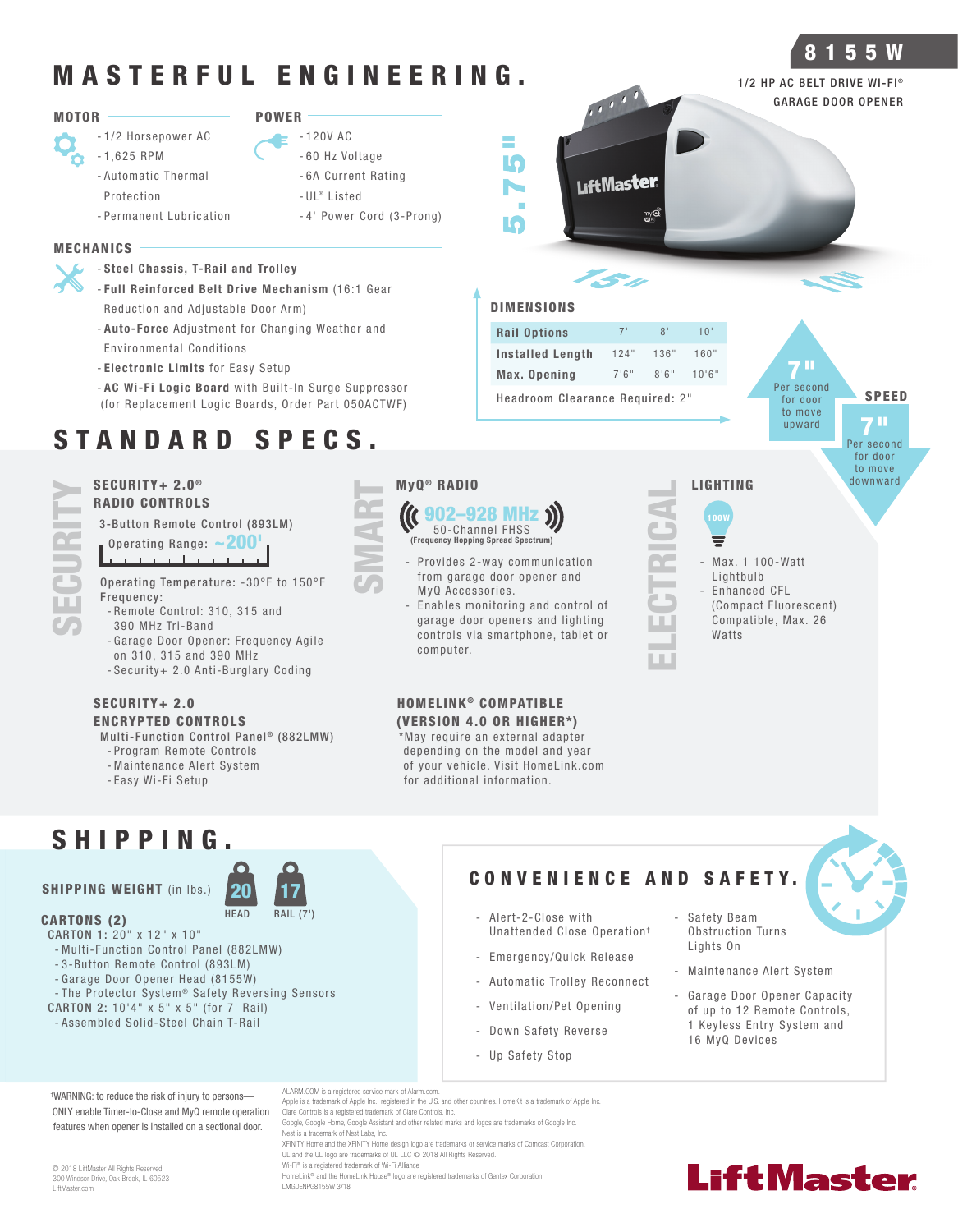# MASTERFUL ENGINEERING.

**8155W**

1/2 HP AC BELT DRIVE WI-FI® GARAGE DOOR OPENER

### MOTOR

- 1/2 Horsepower AC
- 1,625 RPM
- Automatic Thermal Protection
- Permanent Lubrication

### POWER

- 120V AC
- 60 Hz Voltage
- 6A Current Rating
- UL® Listed
- 4' Power Cord (3-Prong)

### MECHANICS

- **Steel Chassis, T-Rail and Trolley**
- **Full Reinforced Belt Drive Mechanism** (16:1 Gear Reduction and Adjustable Door Arm)
- **Auto-Force** Adjustment for Changing Weather and Environmental Conditions
- **Electronic Limits** for Easy Setup
- **AC Wi-Fi Logic Board** with Built-In Surge Suppressor (for Replacement Logic Boards, Order Part 050ACTWF)

5.75"

15"

10"

### DIMENSIONS

| Rail Options | 7' | 8' | 10' |
|---|---|---|---|
| Installed Length | 124" | 136" | 160" |
| Max. Opening | 7'6" | 8'6" | 10'6" |

Headroom Clearance Required: 2"

### SPEED

7" Per second for door to move upward

7" Per second for door to move downward

# STANDARD SPECS.

## SECURITY

### SECURITY+ 2.0® RADIO CONTROLS

3-Button Remote Control (893LM)

Operating Range: ~200'

**Operating Temperature:** -30°F to 150°F

**Frequency:**

- Remote Control: 310, 315 and 390 MHz Tri-Band
- Garage Door Opener: Frequency Agile on 310, 315 and 390 MHz
- Security+ 2.0 Anti-Burglary Coding

### SECURITY+ 2.0 ENCRYPTED CONTROLS

Multi-Function Control Panel® (882LMW)

- Program Remote Controls
- Maintenance Alert System
- Easy Wi-Fi Setup

## SMART

### MyQ® RADIO

902–928 MHz

50-Channel FHSS

(Frequency Hopping Spread Spectrum)

- Provides 2-way communication from garage door opener and MyQ Accessories.
- Enables monitoring and control of garage door openers and lighting controls via smartphone, tablet or computer.

### HOMELINK® COMPATIBLE (VERSION 4.0 OR HIGHER*)

*May require an external adapter depending on the model and year of your vehicle. Visit HomeLink.com for additional information.

## ELECTRICAL

### LIGHTING

100W

- Max. 1 100-Watt Lightbulb
- Enhanced CFL (Compact Fluorescent) Compatible, Max. 26 Watts

# SHIPPING.

**SHIPPING WEIGHT** (in lbs.)

20 HEAD

17 RAIL (7')

**CARTONS (2)**

CARTON 1: 20" x 12" x 10"

- Multi-Function Control Panel (882LMW)
- 3-Button Remote Control (893LM)
- Garage Door Opener Head (8155W)
- The Protector System® Safety Reversing Sensors

CARTON 2: 10'4" x 5" x 5" (for 7' Rail)

- Assembled Solid-Steel Chain T-Rail

# CONVENIENCE AND SAFETY.

- Alert-2-Close with Unattended Close Operation†
- Emergency/Quick Release
- Automatic Trolley Reconnect
- Ventilation/Pet Opening
- Down Safety Reverse
- Up Safety Stop
- Safety Beam Obstruction Turns Lights On
- Maintenance Alert System
- Garage Door Opener Capacity of up to 12 Remote Controls, 1 Keyless Entry System and 16 MyQ Devices

†WARNING: to reduce the risk of injury to persons—ONLY enable Timer-to-Close and MyQ remote operation features when opener is installed on a sectional door.

ALARM.COM is a registered service mark of Alarm.com.
Apple is a trademark of Apple Inc., registered in the U.S. and other countries. HomeKit is a trademark of Apple Inc.
Clare Controls is a registered trademark of Clare Controls, Inc.
Google, Google Home, Google Assistant and other related marks and logos are trademarks of Google Inc.
Nest is a trademark of Nest Labs, Inc.
XFINITY Home and the XFINITY Home design logo are trademarks or service marks of Comcast Corporation.
UL and the UL logo are trademarks of UL LLC © 2018 All Rights Reserved.
Wi-Fi® is a registered trademark of Wi-Fi Alliance
HomeLink® and the HomeLink House® logo are registered trademarks of Gentex Corporation
LMGDENPG8155W 3/18

© 2018 LiftMaster All Rights Reserved
300 Windsor Drive, Oak Brook, IL 60523
LiftMaster.com

LiftMaster